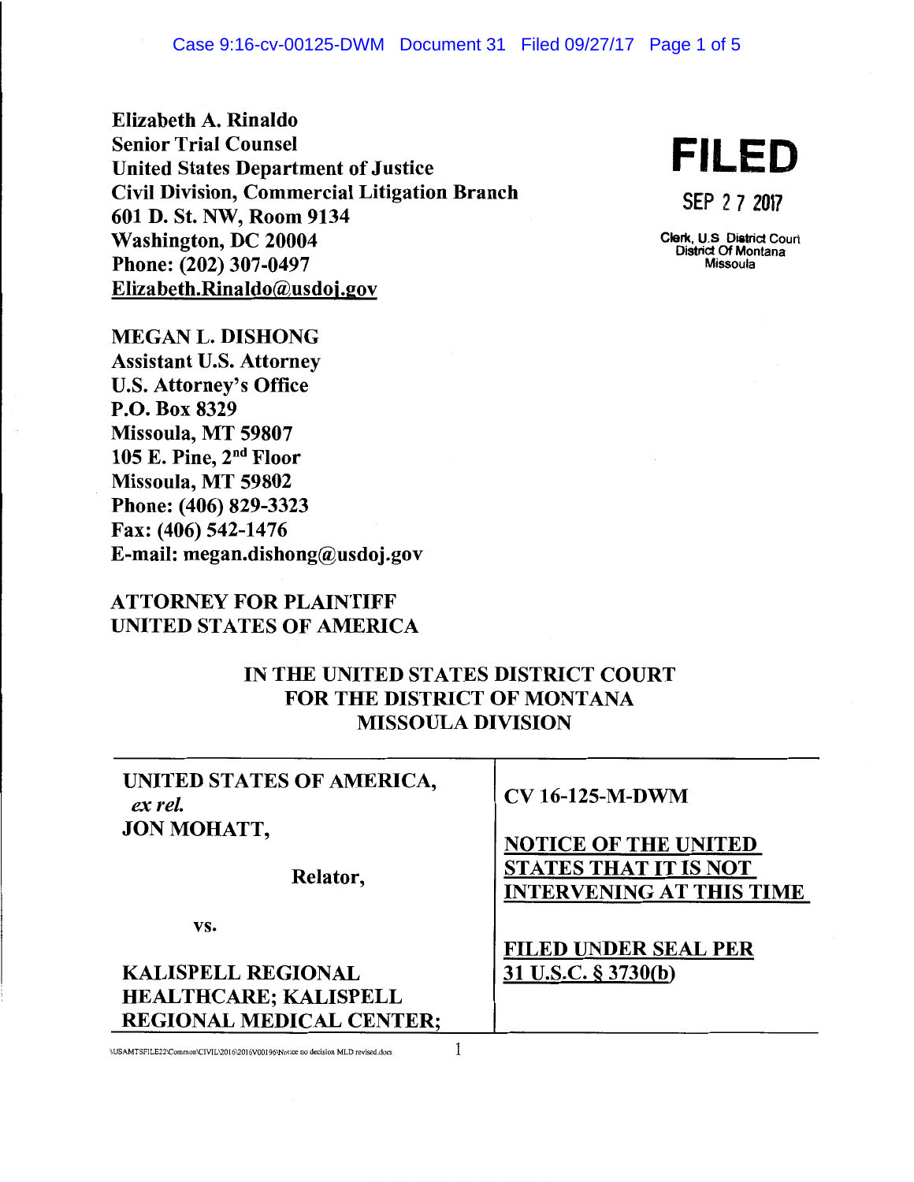**Elizabeth A. Rinaldo**
**Senior Trial Counsel**
**United States Department of Justice**
**Civil Division, Commercial Litigation Branch**
**601 D. St. NW, Room 9134**
**Washington, DC 20004**
**Phone: (202) 307-0497**
**Elizabeth.Rinaldo@usdoj.gov**

**FILED**

SEP 27 2017

Clerk, U.S District Court
District Of Montana
Missoula

**MEGAN L. DISHONG**
**Assistant U.S. Attorney**
**U.S. Attorney's Office**
**P.O. Box 8329**
**Missoula, MT 59807**
**105 E. Pine, 2nd Floor**
**Missoula, MT 59802**
**Phone: (406) 829-3323**
**Fax: (406) 542-1476**
**E-mail: megan.dishong@usdoj.gov**

**ATTORNEY FOR PLAINTIFF**
**UNITED STATES OF AMERICA**

**IN THE UNITED STATES DISTRICT COURT**
**FOR THE DISTRICT OF MONTANA**
**MISSOULA DIVISION**

| | |
|---|---|
| **UNITED STATES OF AMERICA,** ***ex rel.*** **JON MOHATT,**<br><br>**Relator,**<br><br>**vs.**<br><br>**KALISPELL REGIONAL HEALTHCARE; KALISPELL REGIONAL MEDICAL CENTER;** | **CV 16-125-M-DWM**<br><br>**NOTICE OF THE UNITED STATES THAT IT IS NOT INTERVENING AT THIS TIME**<br><br>**FILED UNDER SEAL PER 31 U.S.C. § 3730(b)** |

\USAMTSFILE22\Common\CIVIL\2016\2016V00196\Notice no decision MLD revised.docx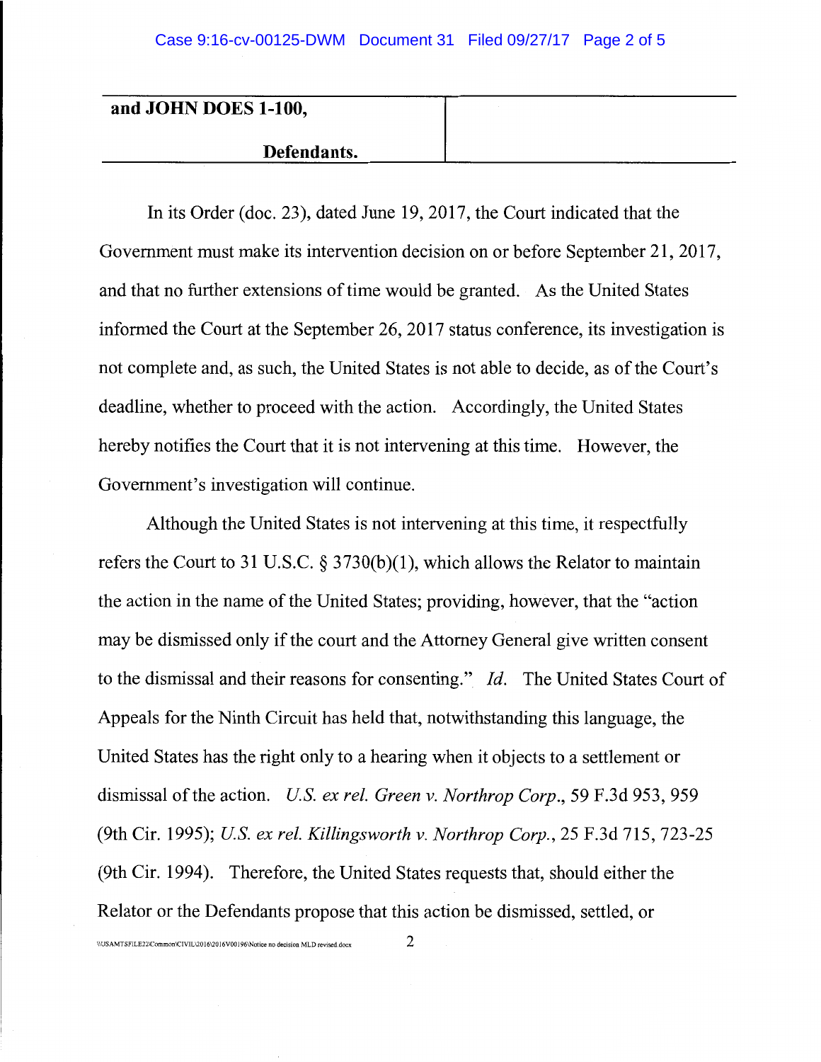| **and JOHN DOES 1-100,** | |
|---|---|
| **Defendants.** | |

In its Order (doc. 23), dated June 19, 2017, the Court indicated that the Government must make its intervention decision on or before September 21, 2017, and that no further extensions of time would be granted. As the United States informed the Court at the September 26, 2017 status conference, its investigation is not complete and, as such, the United States is not able to decide, as of the Court's deadline, whether to proceed with the action. Accordingly, the United States hereby notifies the Court that it is not intervening at this time. However, the Government's investigation will continue.

Although the United States is not intervening at this time, it respectfully refers the Court to 31 U.S.C. § 3730(b)(1), which allows the Relator to maintain the action in the name of the United States; providing, however, that the "action may be dismissed only if the court and the Attorney General give written consent to the dismissal and their reasons for consenting." *Id.* The United States Court of Appeals for the Ninth Circuit has held that, notwithstanding this language, the United States has the right only to a hearing when it objects to a settlement or dismissal of the action. *U.S. ex rel. Green v. Northrop Corp.*, 59 F.3d 953, 959 (9th Cir. 1995); *U.S. ex rel. Killingsworth v. Northrop Corp.*, 25 F.3d 715, 723-25 (9th Cir. 1994). Therefore, the United States requests that, should either the Relator or the Defendants propose that this action be dismissed, settled, or

\\USAMTSFILE22\Common\CIVIL\2016\2016V00196\Notice no decision MLD revised.docx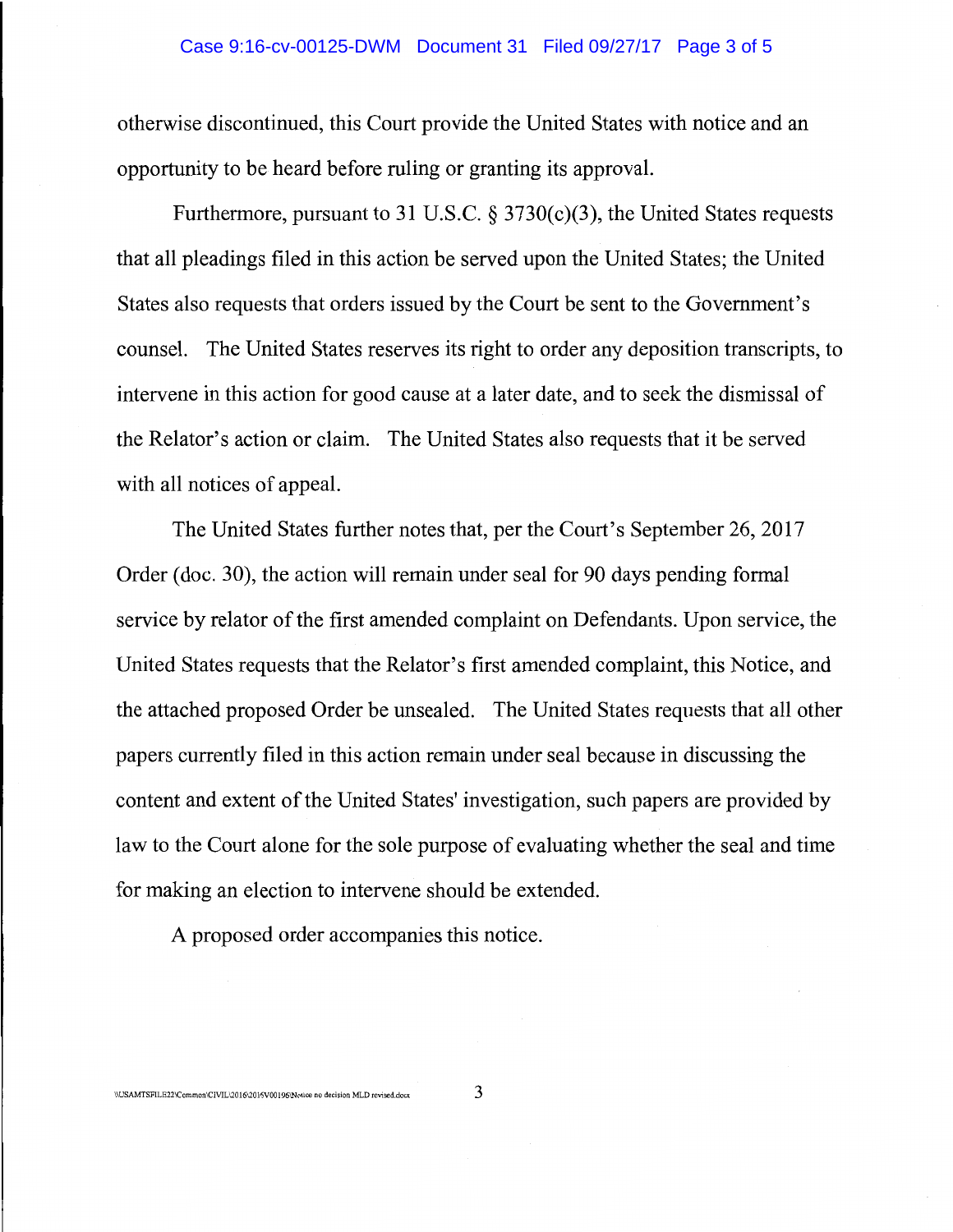otherwise discontinued, this Court provide the United States with notice and an opportunity to be heard before ruling or granting its approval.

Furthermore, pursuant to 31 U.S.C. § 3730(c)(3), the United States requests that all pleadings filed in this action be served upon the United States; the United States also requests that orders issued by the Court be sent to the Government's counsel. The United States reserves its right to order any deposition transcripts, to intervene in this action for good cause at a later date, and to seek the dismissal of the Relator's action or claim. The United States also requests that it be served with all notices of appeal.

The United States further notes that, per the Court's September 26, 2017 Order (doc. 30), the action will remain under seal for 90 days pending formal service by relator of the first amended complaint on Defendants. Upon service, the United States requests that the Relator's first amended complaint, this Notice, and the attached proposed Order be unsealed. The United States requests that all other papers currently filed in this action remain under seal because in discussing the content and extent of the United States' investigation, such papers are provided by law to the Court alone for the sole purpose of evaluating whether the seal and time for making an election to intervene should be extended.

A proposed order accompanies this notice.

\\USAMTSFILE22\Common\CIVIL\2016\2016V00196\Notice no decision MLD revised.docx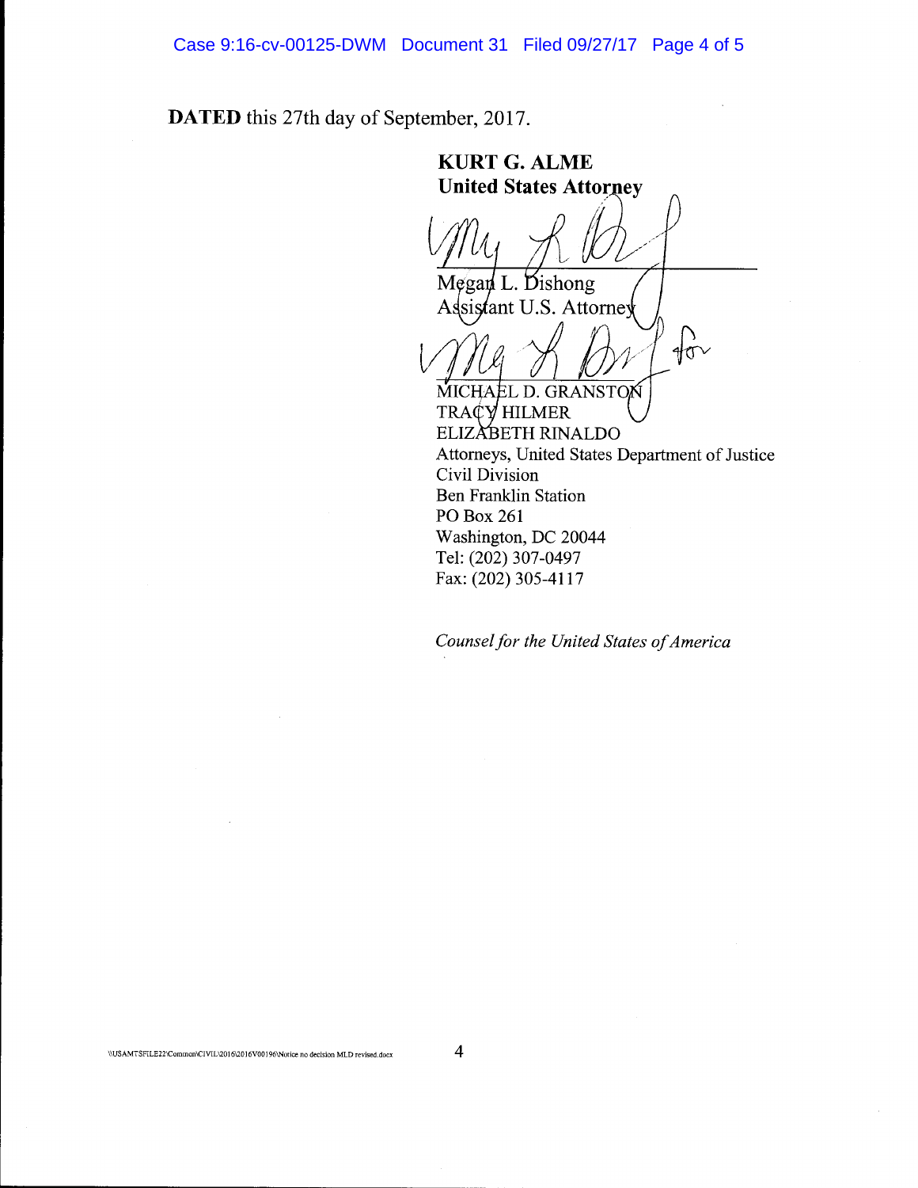**DATED** this 27th day of September, 2017.

**KURT G. ALME**
**United States Attorney**

Megan L. Dishong
Assistant U.S. Attorney

for

MICHAEL D. GRANSTON
TRACY HILMER
ELIZABETH RINALDO
Attorneys, United States Department of Justice
Civil Division
Ben Franklin Station
PO Box 261
Washington, DC 20044
Tel: (202) 307-0497
Fax: (202) 305-4117

*Counsel for the United States of America*

\\USAMTSFILE22\Common\CIVIL\2016\2016V00196\Notice no decision MLD revised.docx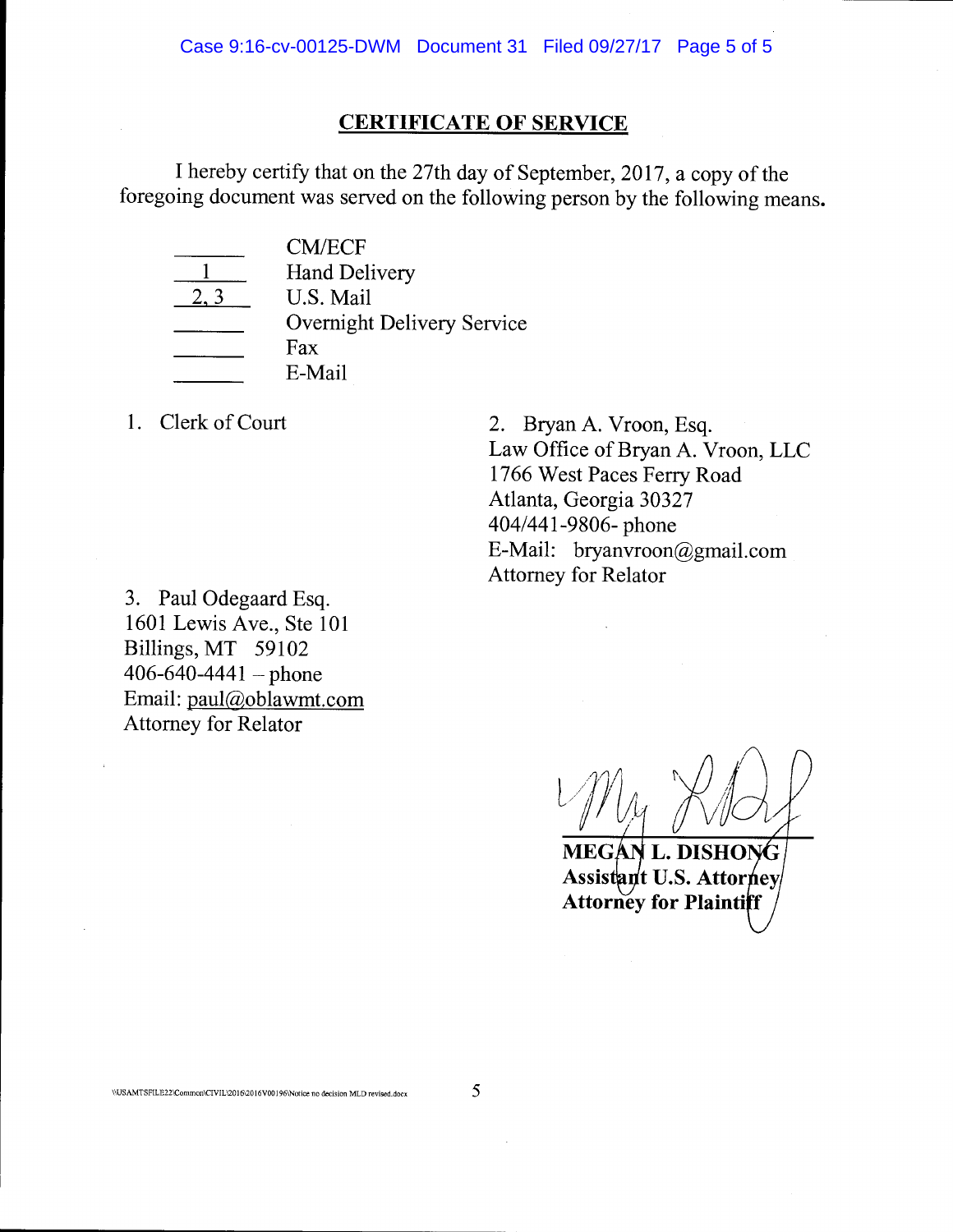## CERTIFICATE OF SERVICE

I hereby certify that on the 27th day of September, 2017, a copy of the foregoing document was served on the following person by the following means.

| | |
|---|---|
| _______ | CM/ECF |
| 1 | Hand Delivery |
| 2, 3 | U.S. Mail |
| _______ | Overnight Delivery Service |
| _______ | Fax |
| _______ | E-Mail |

1. Clerk of Court

2. Bryan A. Vroon, Esq.
Law Office of Bryan A. Vroon, LLC
1766 West Paces Ferry Road
Atlanta, Georgia 30327
404/441-9806- phone
E-Mail: bryanvroon@gmail.com
Attorney for Relator

3. Paul Odegaard Esq.
1601 Lewis Ave., Ste 101
Billings, MT 59102
406-640-4441 – phone
Email: paul@oblawmt.com
Attorney for Relator

**MEGAN L. DISHONG**
**Assistant U.S. Attorney**
**Attorney for Plaintiff**

\\USAMTSFILE22\Common\CIVIL\2016\2016V00196\Notice no decision MLD revised.docx